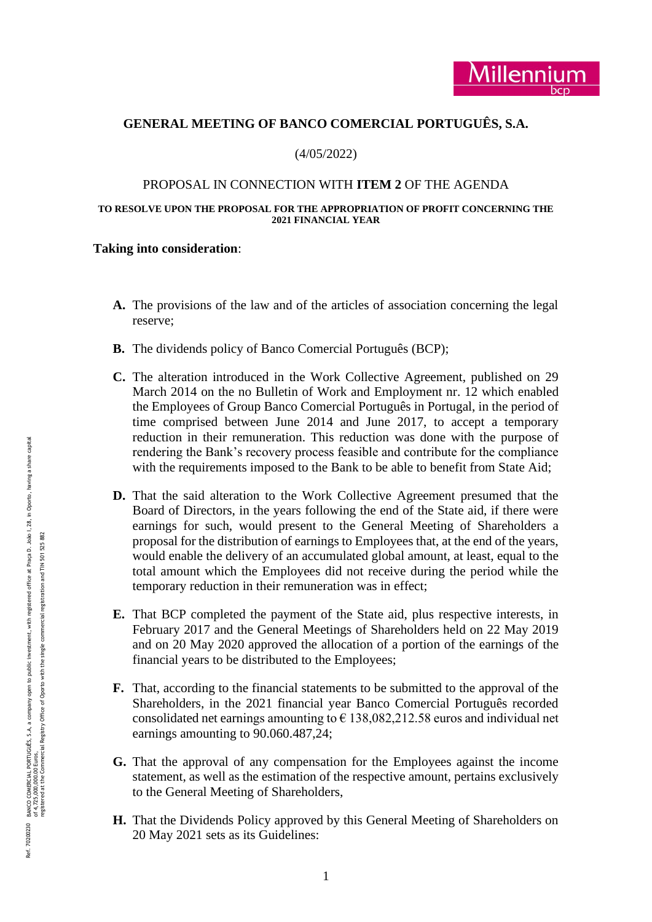# GENERAL MEETING OF BANCO COMERCIAL PORTUGUÊS, S.A.

(4/05/2022)

PROPOSAL IN CONNECTION WITH **ITEM 2** OF THE AGENDA

**TO RESOLVE UPON THE PROPOSAL FOR THE APPROPRIATION OF PROFIT CONCERNING THE 2021 FINANCIAL YEAR**

**Taking into consideration**:

**A.** The provisions of the law and of the articles of association concerning the legal reserve;

**B.** The dividends policy of Banco Comercial Português (BCP);

**C.** The alteration introduced in the Work Collective Agreement, published on 29 March 2014 on the no Bulletin of Work and Employment nr. 12 which enabled the Employees of Group Banco Comercial Português in Portugal, in the period of time comprised between June 2014 and June 2017, to accept a temporary reduction in their remuneration. This reduction was done with the purpose of rendering the Bank's recovery process feasible and contribute for the compliance with the requirements imposed to the Bank to be able to benefit from State Aid;

**D.** That the said alteration to the Work Collective Agreement presumed that the Board of Directors, in the years following the end of the State aid, if there were earnings for such, would present to the General Meeting of Shareholders a proposal for the distribution of earnings to Employees that, at the end of the years, would enable the delivery of an accumulated global amount, at least, equal to the total amount which the Employees did not receive during the period while the temporary reduction in their remuneration was in effect;

**E.** That BCP completed the payment of the State aid, plus respective interests, in February 2017 and the General Meetings of Shareholders held on 22 May 2019 and on 20 May 2020 approved the allocation of a portion of the earnings of the financial years to be distributed to the Employees;

**F.** That, according to the financial statements to be submitted to the approval of the Shareholders, in the 2021 financial year Banco Comercial Português recorded consolidated net earnings amounting to € 138,082,212.58 euros and individual net earnings amounting to 90.060.487,24;

**G.** That the approval of any compensation for the Employees against the income statement, as well as the estimation of the respective amount, pertains exclusively to the General Meeting of Shareholders,

**H.** That the Dividends Policy approved by this General Meeting of Shareholders on 20 May 2021 sets as its Guidelines: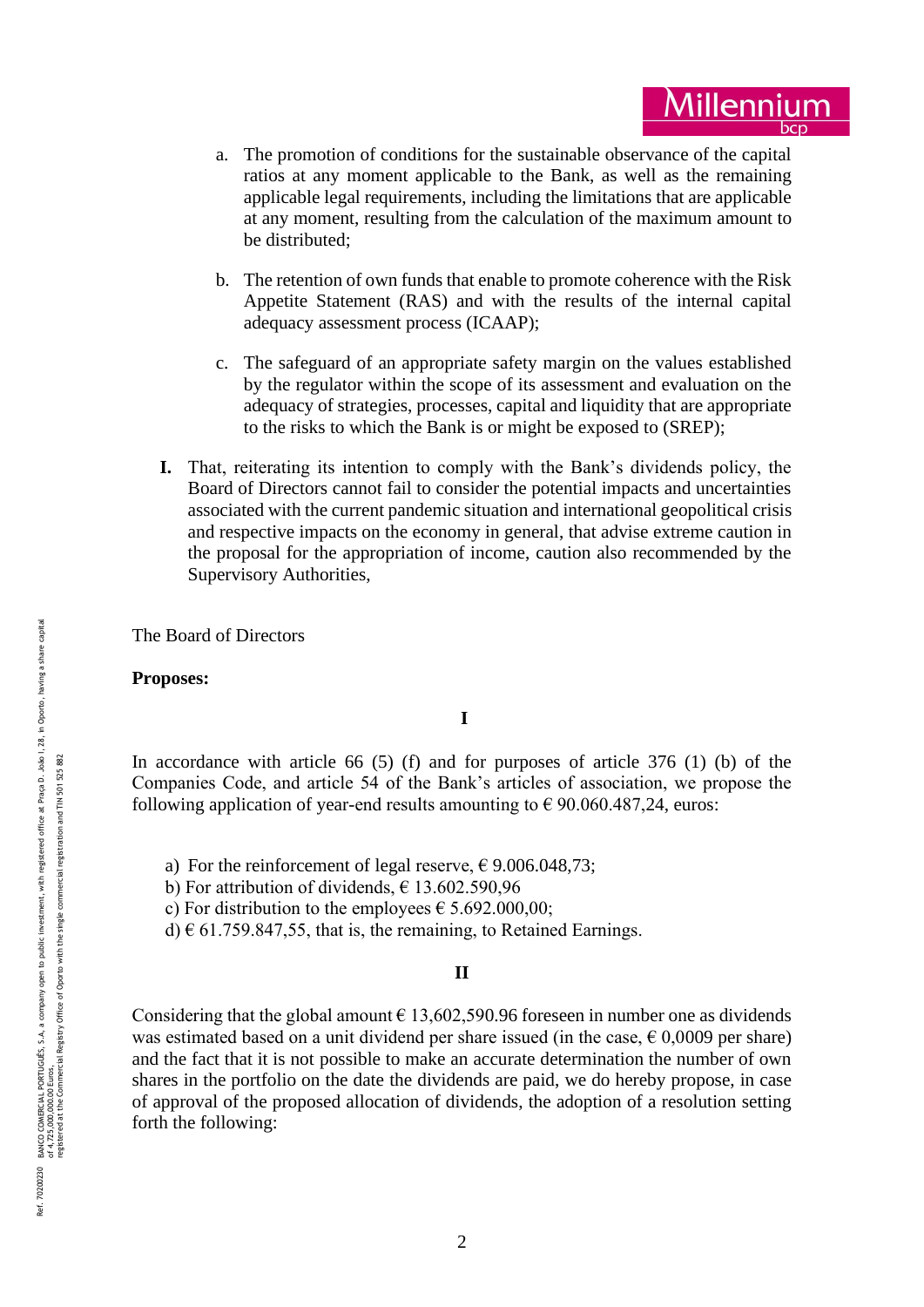a. The promotion of conditions for the sustainable observance of the capital ratios at any moment applicable to the Bank, as well as the remaining applicable legal requirements, including the limitations that are applicable at any moment, resulting from the calculation of the maximum amount to be distributed;

b. The retention of own funds that enable to promote coherence with the Risk Appetite Statement (RAS) and with the results of the internal capital adequacy assessment process (ICAAP);

c. The safeguard of an appropriate safety margin on the values established by the regulator within the scope of its assessment and evaluation on the adequacy of strategies, processes, capital and liquidity that are appropriate to the risks to which the Bank is or might be exposed to (SREP);

**I.** That, reiterating its intention to comply with the Bank's dividends policy, the Board of Directors cannot fail to consider the potential impacts and uncertainties associated with the current pandemic situation and international geopolitical crisis and respective impacts on the economy in general, that advise extreme caution in the proposal for the appropriation of income, caution also recommended by the Supervisory Authorities,

The Board of Directors

**Proposes:**

**I**

In accordance with article 66 (5) (f) and for purposes of article 376 (1) (b) of the Companies Code, and article 54 of the Bank's articles of association, we propose the following application of year-end results amounting to € 90.060.487,24, euros:

a) For the reinforcement of legal reserve, € 9.006.048,73;
b) For attribution of dividends, € 13.602.590,96
c) For distribution to the employees € 5.692.000,00;
d) € 61.759.847,55, that is, the remaining, to Retained Earnings.

**II**

Considering that the global amount € 13,602,590.96 foreseen in number one as dividends was estimated based on a unit dividend per share issued (in the case, € 0,0009 per share) and the fact that it is not possible to make an accurate determination the number of own shares in the portfolio on the date the dividends are paid, we do hereby propose, in case of approval of the proposed allocation of dividends, the adoption of a resolution setting forth the following: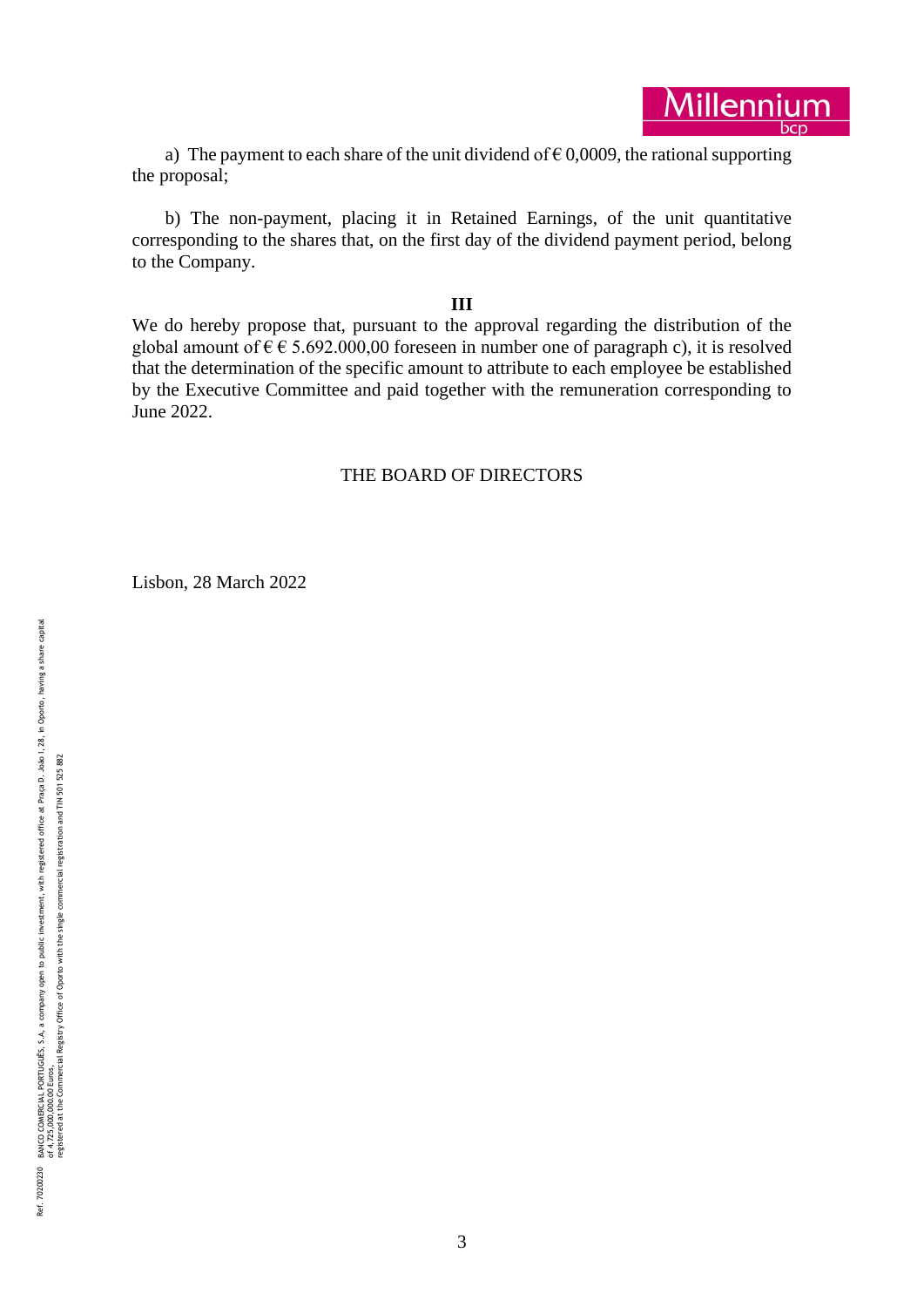a) The payment to each share of the unit dividend of € 0,0009, the rational supporting the proposal;

b) The non-payment, placing it in Retained Earnings, of the unit quantitative corresponding to the shares that, on the first day of the dividend payment period, belong to the Company.

**III**

We do hereby propose that, pursuant to the approval regarding the distribution of the global amount of € € 5.692.000,00 foreseen in number one of paragraph c), it is resolved that the determination of the specific amount to attribute to each employee be established by the Executive Committee and paid together with the remuneration corresponding to June 2022.

THE BOARD OF DIRECTORS

Lisbon, 28 March 2022